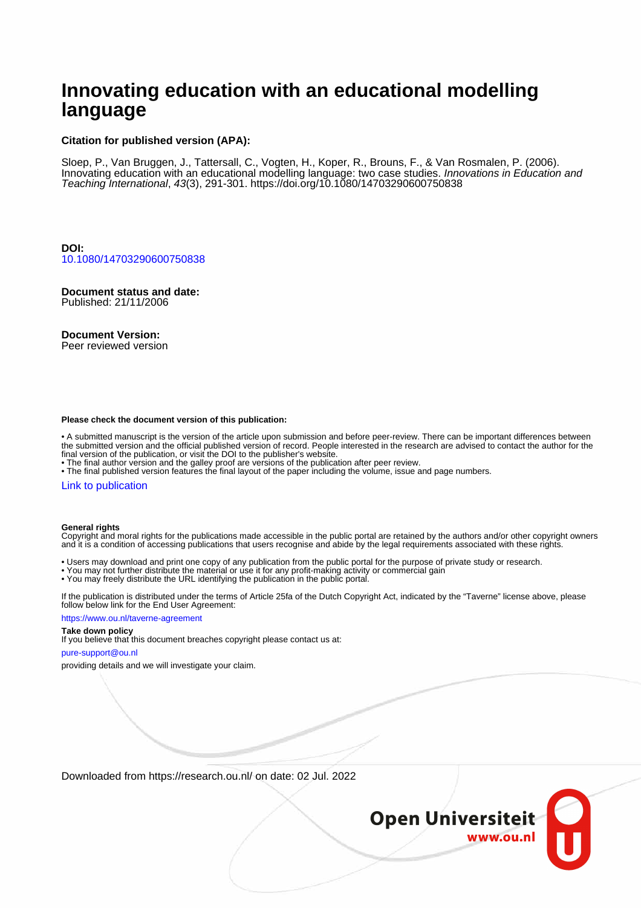# Innovating education with an educational modelling language

**Citation for published version (APA):**

Sloep, P., Van Bruggen, J., Tattersall, C., Vogten, H., Koper, R., Brouns, F., & Van Rosmalen, P. (2006). Innovating education with an educational modelling language: two case studies. *Innovations in Education and Teaching International*, *43*(3), 291-301. https://doi.org/10.1080/14703290600750838

**DOI:**
10.1080/14703290600750838

**Document status and date:**
Published: 21/11/2006

**Document Version:**
Peer reviewed version

**Please check the document version of this publication:**

• A submitted manuscript is the version of the article upon submission and before peer-review. There can be important differences between the submitted version and the official published version of record. People interested in the research are advised to contact the author for the final version of the publication, or visit the DOI to the publisher's website.
• The final author version and the galley proof are versions of the publication after peer review.
• The final published version features the final layout of the paper including the volume, issue and page numbers.

Link to publication

**General rights**
Copyright and moral rights for the publications made accessible in the public portal are retained by the authors and/or other copyright owners and it is a condition of accessing publications that users recognise and abide by the legal requirements associated with these rights.

• Users may download and print one copy of any publication from the public portal for the purpose of private study or research.
• You may not further distribute the material or use it for any profit-making activity or commercial gain
• You may freely distribute the URL identifying the publication in the public portal.

If the publication is distributed under the terms of Article 25fa of the Dutch Copyright Act, indicated by the "Taverne" license above, please follow below link for the End User Agreement:

https://www.ou.nl/taverne-agreement

**Take down policy**
If you believe that this document breaches copyright please contact us at:

pure-support@ou.nl

providing details and we will investigate your claim.

Downloaded from https://research.ou.nl/ on date: 02 Jul. 2022

Open Universiteit
www.ou.nl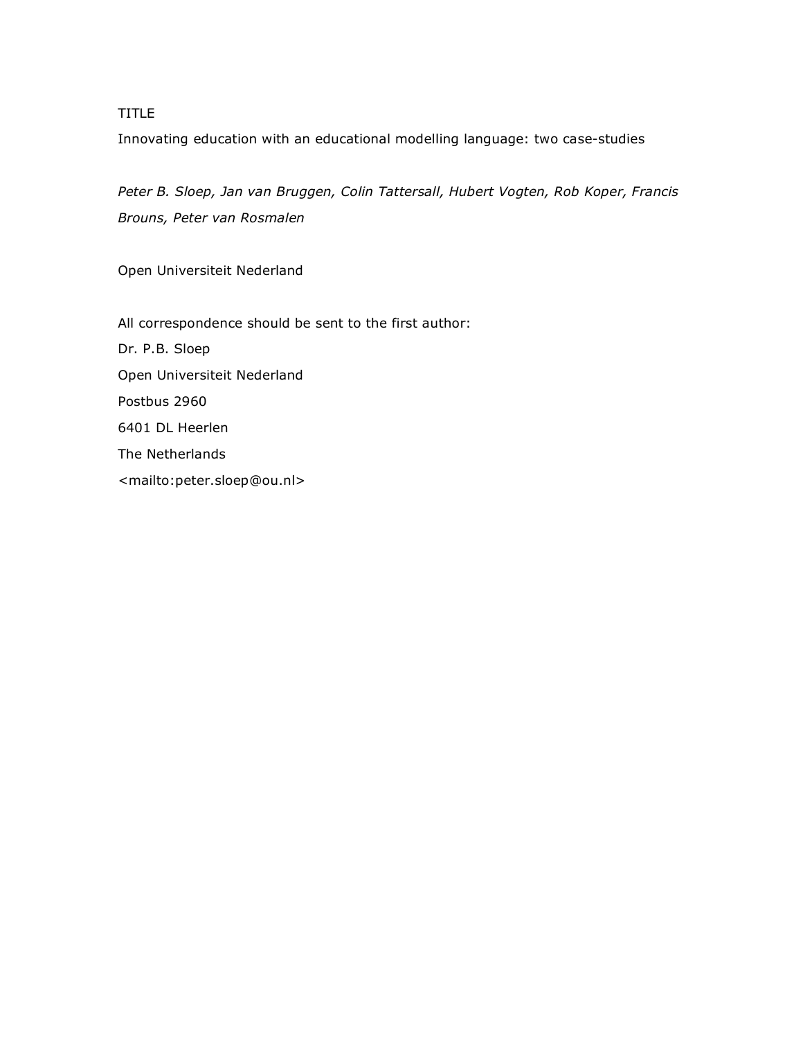TITLE

Innovating education with an educational modelling language: two case-studies

*Peter B. Sloep, Jan van Bruggen, Colin Tattersall, Hubert Vogten, Rob Koper, Francis Brouns, Peter van Rosmalen*

Open Universiteit Nederland

All correspondence should be sent to the first author:
Dr. P.B. Sloep
Open Universiteit Nederland
Postbus 2960
6401 DL Heerlen
The Netherlands
<mailto:peter.sloep@ou.nl>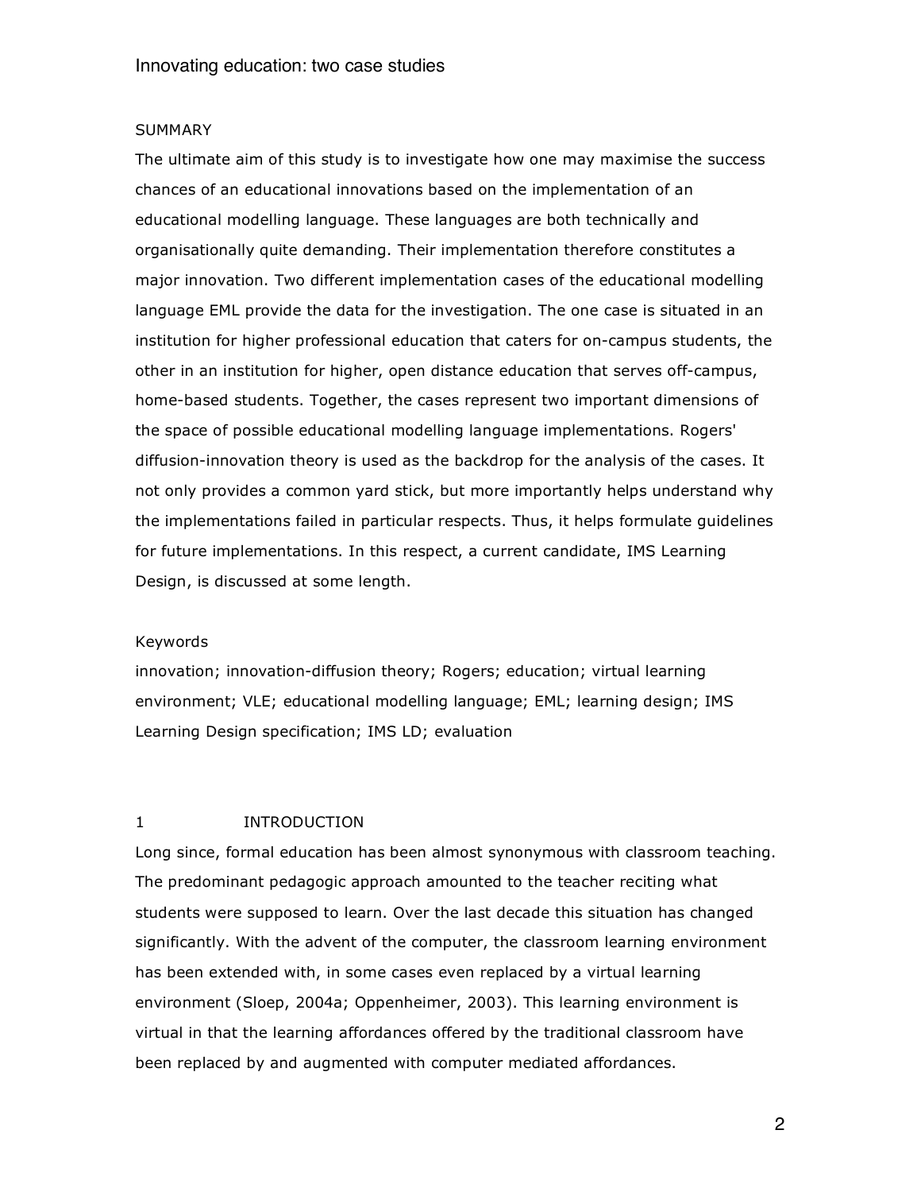SUMMARY

The ultimate aim of this study is to investigate how one may maximise the success chances of an educational innovations based on the implementation of an educational modelling language. These languages are both technically and organisationally quite demanding. Their implementation therefore constitutes a major innovation. Two different implementation cases of the educational modelling language EML provide the data for the investigation. The one case is situated in an institution for higher professional education that caters for on-campus students, the other in an institution for higher, open distance education that serves off-campus, home-based students. Together, the cases represent two important dimensions of the space of possible educational modelling language implementations. Rogers' diffusion-innovation theory is used as the backdrop for the analysis of the cases. It not only provides a common yard stick, but more importantly helps understand why the implementations failed in particular respects. Thus, it helps formulate guidelines for future implementations. In this respect, a current candidate, IMS Learning Design, is discussed at some length.

Keywords

innovation; innovation-diffusion theory; Rogers; education; virtual learning environment; VLE; educational modelling language; EML; learning design; IMS Learning Design specification; IMS LD; evaluation

## 1 INTRODUCTION

Long since, formal education has been almost synonymous with classroom teaching. The predominant pedagogic approach amounted to the teacher reciting what students were supposed to learn. Over the last decade this situation has changed significantly. With the advent of the computer, the classroom learning environment has been extended with, in some cases even replaced by a virtual learning environment (Sloep, 2004a; Oppenheimer, 2003). This learning environment is virtual in that the learning affordances offered by the traditional classroom have been replaced by and augmented with computer mediated affordances.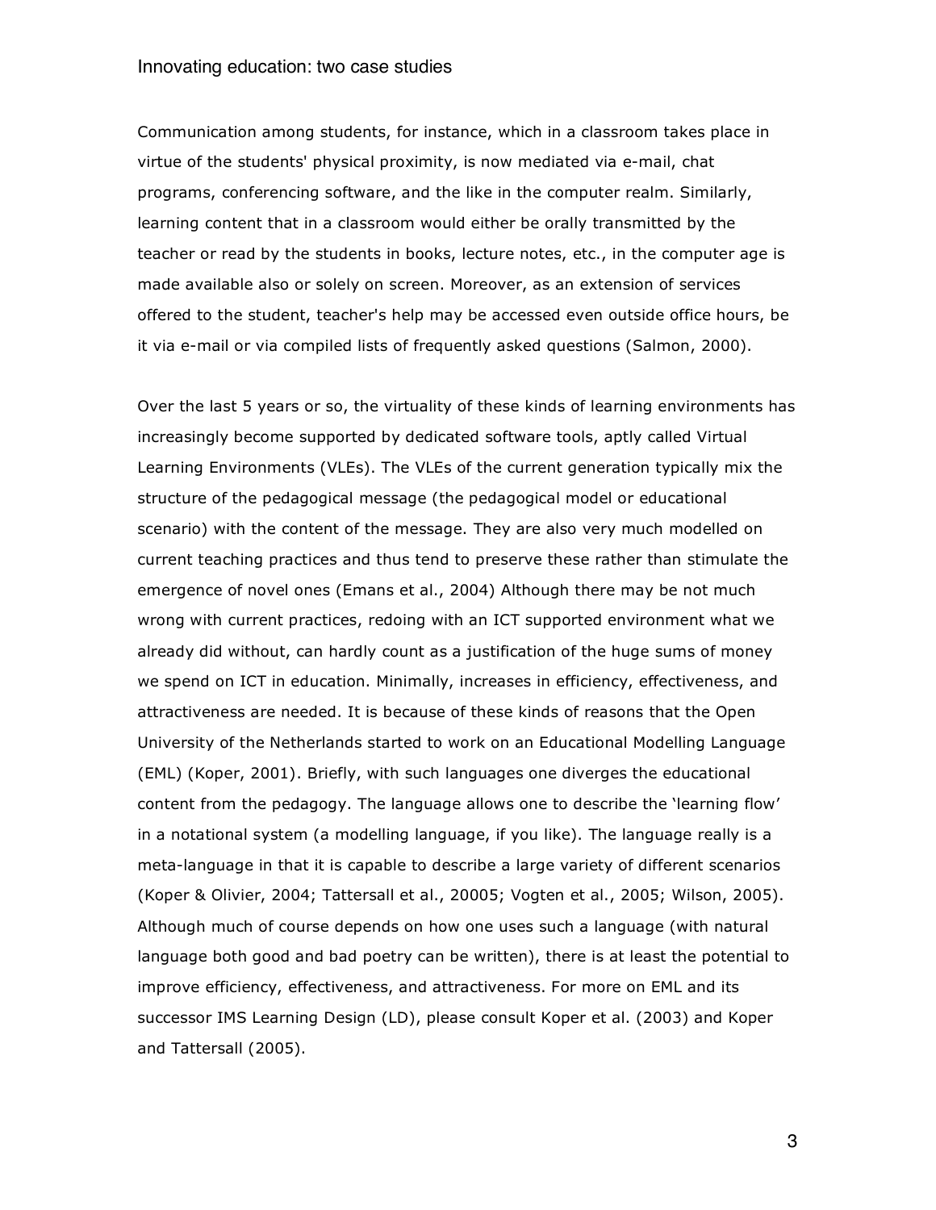Communication among students, for instance, which in a classroom takes place in virtue of the students' physical proximity, is now mediated via e-mail, chat programs, conferencing software, and the like in the computer realm. Similarly, learning content that in a classroom would either be orally transmitted by the teacher or read by the students in books, lecture notes, etc., in the computer age is made available also or solely on screen. Moreover, as an extension of services offered to the student, teacher's help may be accessed even outside office hours, be it via e-mail or via compiled lists of frequently asked questions (Salmon, 2000).

Over the last 5 years or so, the virtuality of these kinds of learning environments has increasingly become supported by dedicated software tools, aptly called Virtual Learning Environments (VLEs). The VLEs of the current generation typically mix the structure of the pedagogical message (the pedagogical model or educational scenario) with the content of the message. They are also very much modelled on current teaching practices and thus tend to preserve these rather than stimulate the emergence of novel ones (Emans et al., 2004) Although there may be not much wrong with current practices, redoing with an ICT supported environment what we already did without, can hardly count as a justification of the huge sums of money we spend on ICT in education. Minimally, increases in efficiency, effectiveness, and attractiveness are needed. It is because of these kinds of reasons that the Open University of the Netherlands started to work on an Educational Modelling Language (EML) (Koper, 2001). Briefly, with such languages one diverges the educational content from the pedagogy. The language allows one to describe the 'learning flow' in a notational system (a modelling language, if you like). The language really is a meta-language in that it is capable to describe a large variety of different scenarios (Koper & Olivier, 2004; Tattersall et al., 20005; Vogten et al., 2005; Wilson, 2005). Although much of course depends on how one uses such a language (with natural language both good and bad poetry can be written), there is at least the potential to improve efficiency, effectiveness, and attractiveness. For more on EML and its successor IMS Learning Design (LD), please consult Koper et al. (2003) and Koper and Tattersall (2005).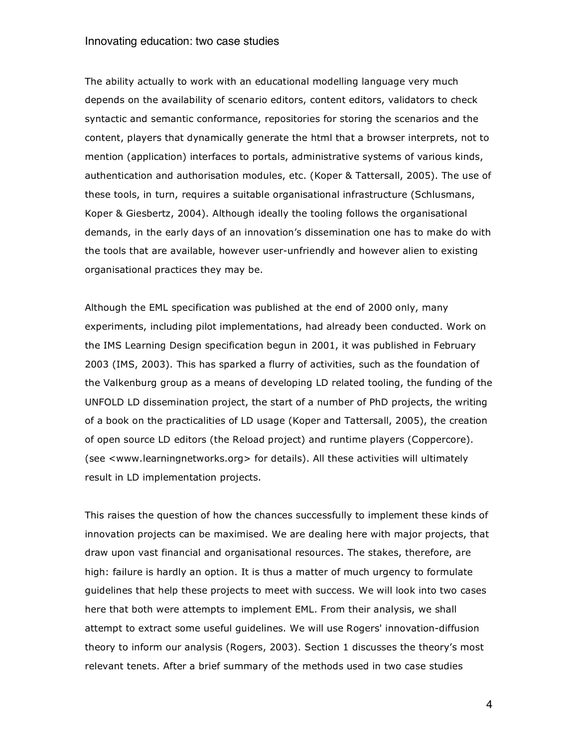The ability actually to work with an educational modelling language very much depends on the availability of scenario editors, content editors, validators to check syntactic and semantic conformance, repositories for storing the scenarios and the content, players that dynamically generate the html that a browser interprets, not to mention (application) interfaces to portals, administrative systems of various kinds, authentication and authorisation modules, etc. (Koper & Tattersall, 2005). The use of these tools, in turn, requires a suitable organisational infrastructure (Schlusmans, Koper & Giesbertz, 2004). Although ideally the tooling follows the organisational demands, in the early days of an innovation's dissemination one has to make do with the tools that are available, however user-unfriendly and however alien to existing organisational practices they may be.

Although the EML specification was published at the end of 2000 only, many experiments, including pilot implementations, had already been conducted. Work on the IMS Learning Design specification begun in 2001, it was published in February 2003 (IMS, 2003). This has sparked a flurry of activities, such as the foundation of the Valkenburg group as a means of developing LD related tooling, the funding of the UNFOLD LD dissemination project, the start of a number of PhD projects, the writing of a book on the practicalities of LD usage (Koper and Tattersall, 2005), the creation of open source LD editors (the Reload project) and runtime players (Coppercore). (see <www.learningnetworks.org> for details). All these activities will ultimately result in LD implementation projects.

This raises the question of how the chances successfully to implement these kinds of innovation projects can be maximised. We are dealing here with major projects, that draw upon vast financial and organisational resources. The stakes, therefore, are high: failure is hardly an option. It is thus a matter of much urgency to formulate guidelines that help these projects to meet with success. We will look into two cases here that both were attempts to implement EML. From their analysis, we shall attempt to extract some useful guidelines. We will use Rogers' innovation-diffusion theory to inform our analysis (Rogers, 2003). Section 1 discusses the theory's most relevant tenets. After a brief summary of the methods used in two case studies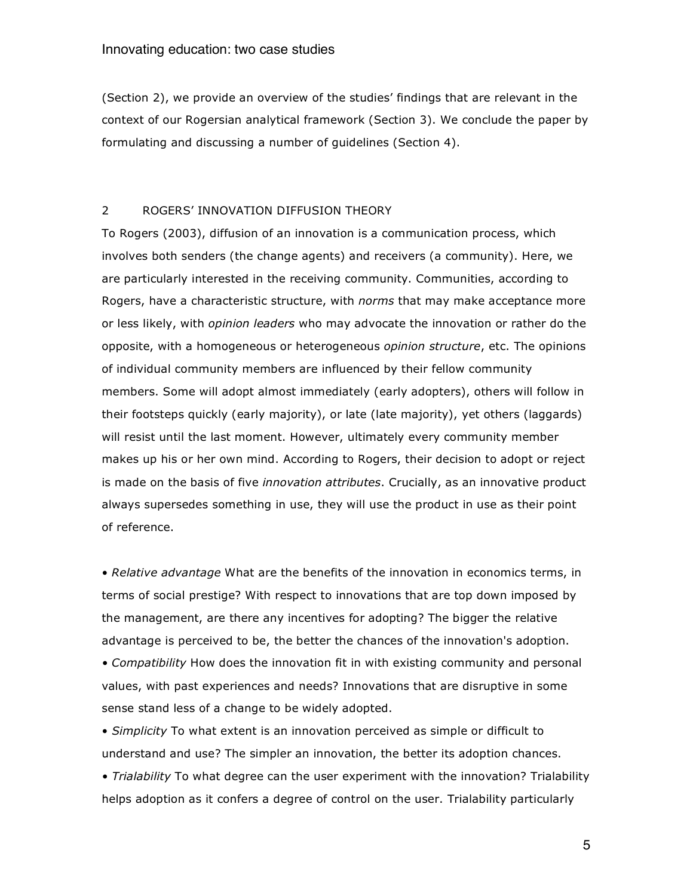(Section 2), we provide an overview of the studies' findings that are relevant in the context of our Rogersian analytical framework (Section 3). We conclude the paper by formulating and discussing a number of guidelines (Section 4).

## 2 ROGERS' INNOVATION DIFFUSION THEORY

To Rogers (2003), diffusion of an innovation is a communication process, which involves both senders (the change agents) and receivers (a community). Here, we are particularly interested in the receiving community. Communities, according to Rogers, have a characteristic structure, with *norms* that may make acceptance more or less likely, with *opinion leaders* who may advocate the innovation or rather do the opposite, with a homogeneous or heterogeneous *opinion structure*, etc. The opinions of individual community members are influenced by their fellow community members. Some will adopt almost immediately (early adopters), others will follow in their footsteps quickly (early majority), or late (late majority), yet others (laggards) will resist until the last moment. However, ultimately every community member makes up his or her own mind. According to Rogers, their decision to adopt or reject is made on the basis of five *innovation attributes*. Crucially, as an innovative product always supersedes something in use, they will use the product in use as their point of reference.

- *Relative advantage* What are the benefits of the innovation in economics terms, in terms of social prestige? With respect to innovations that are top down imposed by the management, are there any incentives for adopting? The bigger the relative advantage is perceived to be, the better the chances of the innovation's adoption.
- *Compatibility* How does the innovation fit in with existing community and personal values, with past experiences and needs? Innovations that are disruptive in some sense stand less of a change to be widely adopted.
- *Simplicity* To what extent is an innovation perceived as simple or difficult to understand and use? The simpler an innovation, the better its adoption chances.
- *Trialability* To what degree can the user experiment with the innovation? Trialability helps adoption as it confers a degree of control on the user. Trialability particularly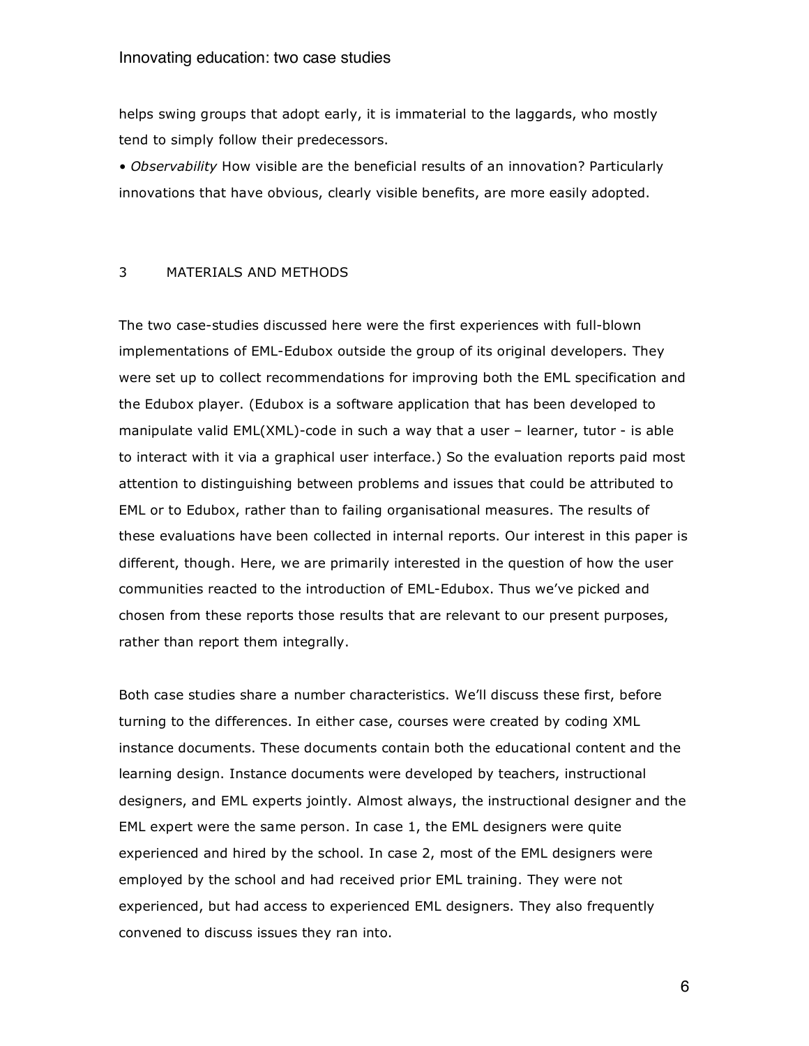helps swing groups that adopt early, it is immaterial to the laggards, who mostly tend to simply follow their predecessors.

• *Observability* How visible are the beneficial results of an innovation? Particularly innovations that have obvious, clearly visible benefits, are more easily adopted.

## 3 MATERIALS AND METHODS

The two case-studies discussed here were the first experiences with full-blown implementations of EML-Edubox outside the group of its original developers. They were set up to collect recommendations for improving both the EML specification and the Edubox player. (Edubox is a software application that has been developed to manipulate valid EML(XML)-code in such a way that a user – learner, tutor - is able to interact with it via a graphical user interface.) So the evaluation reports paid most attention to distinguishing between problems and issues that could be attributed to EML or to Edubox, rather than to failing organisational measures. The results of these evaluations have been collected in internal reports. Our interest in this paper is different, though. Here, we are primarily interested in the question of how the user communities reacted to the introduction of EML-Edubox. Thus we've picked and chosen from these reports those results that are relevant to our present purposes, rather than report them integrally.

Both case studies share a number characteristics. We'll discuss these first, before turning to the differences. In either case, courses were created by coding XML instance documents. These documents contain both the educational content and the learning design. Instance documents were developed by teachers, instructional designers, and EML experts jointly. Almost always, the instructional designer and the EML expert were the same person. In case 1, the EML designers were quite experienced and hired by the school. In case 2, most of the EML designers were employed by the school and had received prior EML training. They were not experienced, but had access to experienced EML designers. They also frequently convened to discuss issues they ran into.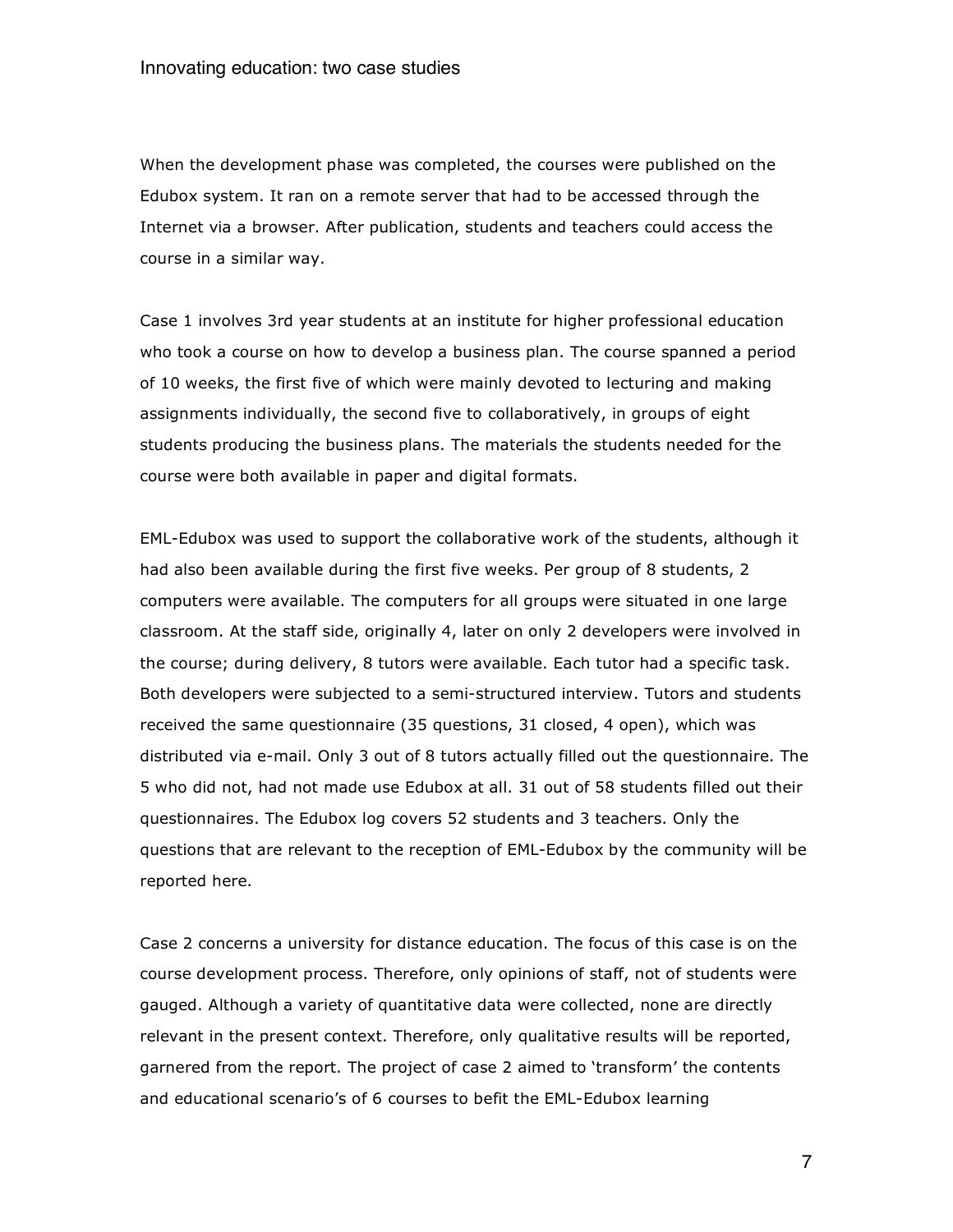When the development phase was completed, the courses were published on the Edubox system. It ran on a remote server that had to be accessed through the Internet via a browser. After publication, students and teachers could access the course in a similar way.

Case 1 involves 3rd year students at an institute for higher professional education who took a course on how to develop a business plan. The course spanned a period of 10 weeks, the first five of which were mainly devoted to lecturing and making assignments individually, the second five to collaboratively, in groups of eight students producing the business plans. The materials the students needed for the course were both available in paper and digital formats.

EML-Edubox was used to support the collaborative work of the students, although it had also been available during the first five weeks. Per group of 8 students, 2 computers were available. The computers for all groups were situated in one large classroom. At the staff side, originally 4, later on only 2 developers were involved in the course; during delivery, 8 tutors were available. Each tutor had a specific task. Both developers were subjected to a semi-structured interview. Tutors and students received the same questionnaire (35 questions, 31 closed, 4 open), which was distributed via e-mail. Only 3 out of 8 tutors actually filled out the questionnaire. The 5 who did not, had not made use Edubox at all. 31 out of 58 students filled out their questionnaires. The Edubox log covers 52 students and 3 teachers. Only the questions that are relevant to the reception of EML-Edubox by the community will be reported here.

Case 2 concerns a university for distance education. The focus of this case is on the course development process. Therefore, only opinions of staff, not of students were gauged. Although a variety of quantitative data were collected, none are directly relevant in the present context. Therefore, only qualitative results will be reported, garnered from the report. The project of case 2 aimed to 'transform' the contents and educational scenario's of 6 courses to befit the EML-Edubox learning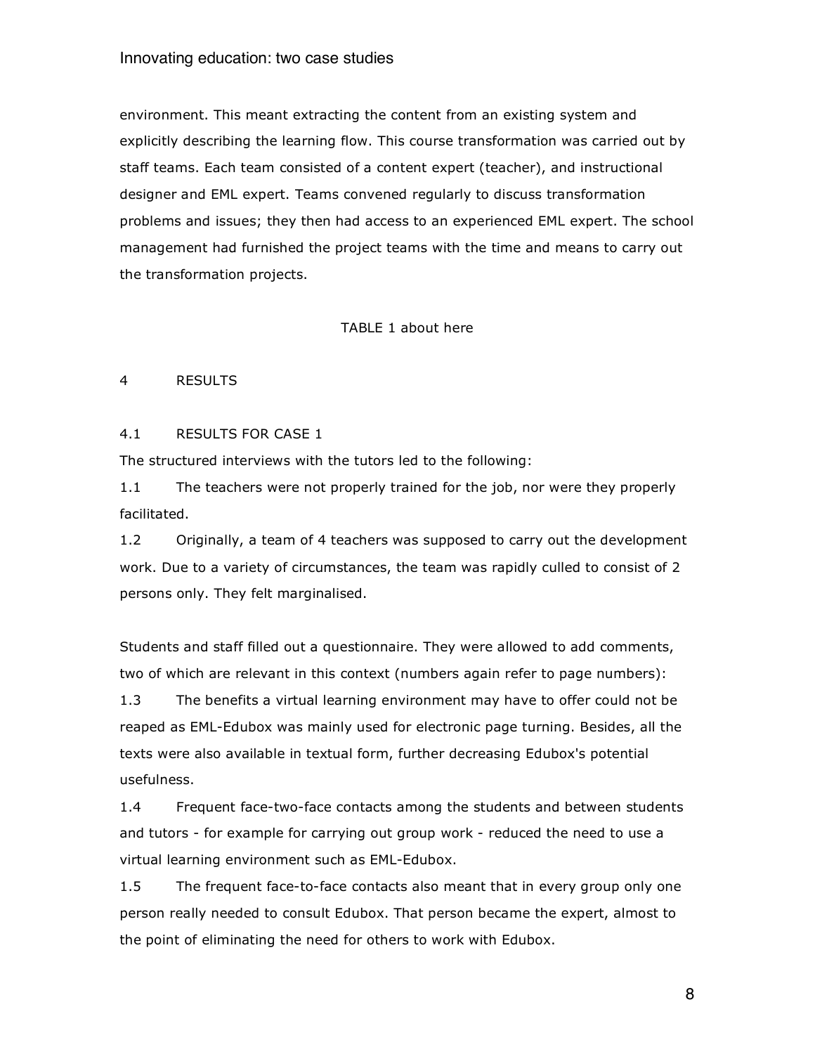environment. This meant extracting the content from an existing system and explicitly describing the learning flow. This course transformation was carried out by staff teams. Each team consisted of a content expert (teacher), and instructional designer and EML expert. Teams convened regularly to discuss transformation problems and issues; they then had access to an experienced EML expert. The school management had furnished the project teams with the time and means to carry out the transformation projects.

TABLE 1 about here

## 4 RESULTS

### 4.1 RESULTS FOR CASE 1

The structured interviews with the tutors led to the following:

1.1 The teachers were not properly trained for the job, nor were they properly facilitated.

1.2 Originally, a team of 4 teachers was supposed to carry out the development work. Due to a variety of circumstances, the team was rapidly culled to consist of 2 persons only. They felt marginalised.

Students and staff filled out a questionnaire. They were allowed to add comments, two of which are relevant in this context (numbers again refer to page numbers):

1.3 The benefits a virtual learning environment may have to offer could not be reaped as EML-Edubox was mainly used for electronic page turning. Besides, all the texts were also available in textual form, further decreasing Edubox's potential usefulness.

1.4 Frequent face-two-face contacts among the students and between students and tutors - for example for carrying out group work - reduced the need to use a virtual learning environment such as EML-Edubox.

1.5 The frequent face-to-face contacts also meant that in every group only one person really needed to consult Edubox. That person became the expert, almost to the point of eliminating the need for others to work with Edubox.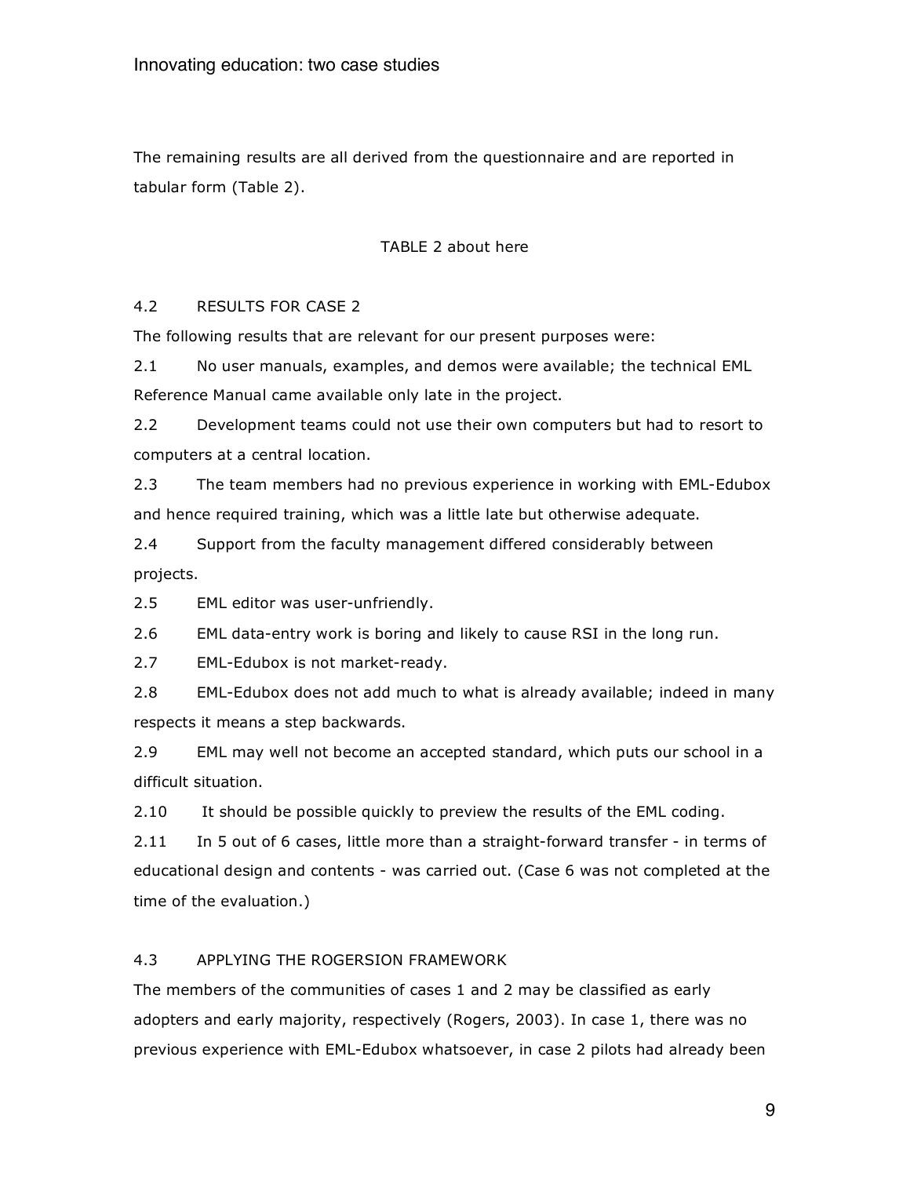The remaining results are all derived from the questionnaire and are reported in tabular form (Table 2).

TABLE 2 about here

### 4.2 RESULTS FOR CASE 2

The following results that are relevant for our present purposes were:

2.1 No user manuals, examples, and demos were available; the technical EML Reference Manual came available only late in the project.

2.2 Development teams could not use their own computers but had to resort to computers at a central location.

2.3 The team members had no previous experience in working with EML-Edubox and hence required training, which was a little late but otherwise adequate.

2.4 Support from the faculty management differed considerably between projects.

2.5 EML editor was user-unfriendly.

2.6 EML data-entry work is boring and likely to cause RSI in the long run.

2.7 EML-Edubox is not market-ready.

2.8 EML-Edubox does not add much to what is already available; indeed in many respects it means a step backwards.

2.9 EML may well not become an accepted standard, which puts our school in a difficult situation.

2.10 It should be possible quickly to preview the results of the EML coding.

2.11 In 5 out of 6 cases, little more than a straight-forward transfer - in terms of educational design and contents - was carried out. (Case 6 was not completed at the time of the evaluation.)

### 4.3 APPLYING THE ROGERSION FRAMEWORK

The members of the communities of cases 1 and 2 may be classified as early adopters and early majority, respectively (Rogers, 2003). In case 1, there was no previous experience with EML-Edubox whatsoever, in case 2 pilots had already been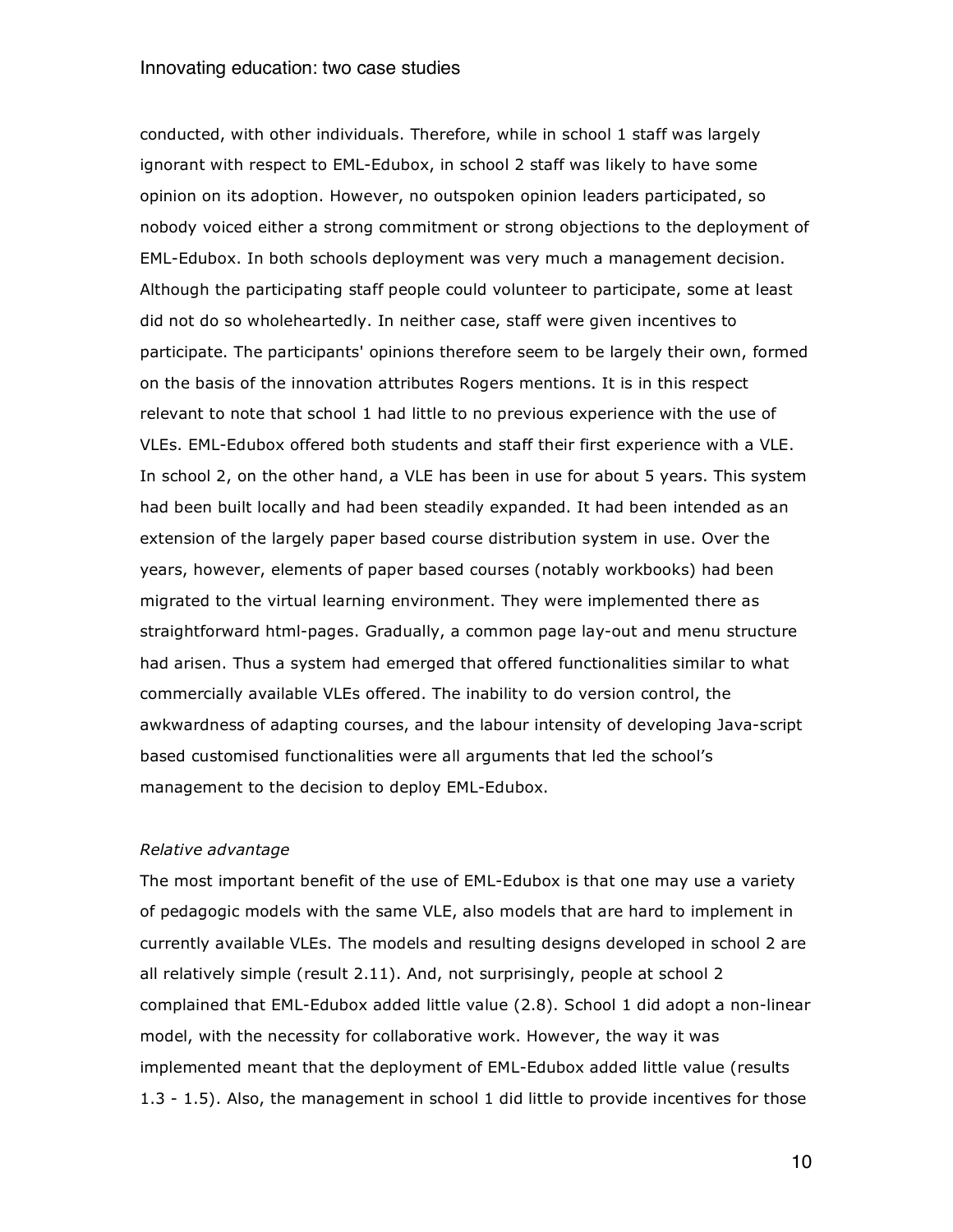conducted, with other individuals. Therefore, while in school 1 staff was largely ignorant with respect to EML-Edubox, in school 2 staff was likely to have some opinion on its adoption. However, no outspoken opinion leaders participated, so nobody voiced either a strong commitment or strong objections to the deployment of EML-Edubox. In both schools deployment was very much a management decision. Although the participating staff people could volunteer to participate, some at least did not do so wholeheartedly. In neither case, staff were given incentives to participate. The participants' opinions therefore seem to be largely their own, formed on the basis of the innovation attributes Rogers mentions. It is in this respect relevant to note that school 1 had little to no previous experience with the use of VLEs. EML-Edubox offered both students and staff their first experience with a VLE. In school 2, on the other hand, a VLE has been in use for about 5 years. This system had been built locally and had been steadily expanded. It had been intended as an extension of the largely paper based course distribution system in use. Over the years, however, elements of paper based courses (notably workbooks) had been migrated to the virtual learning environment. They were implemented there as straightforward html-pages. Gradually, a common page lay-out and menu structure had arisen. Thus a system had emerged that offered functionalities similar to what commercially available VLEs offered. The inability to do version control, the awkwardness of adapting courses, and the labour intensity of developing Java-script based customised functionalities were all arguments that led the school's management to the decision to deploy EML-Edubox.

*Relative advantage*

The most important benefit of the use of EML-Edubox is that one may use a variety of pedagogic models with the same VLE, also models that are hard to implement in currently available VLEs. The models and resulting designs developed in school 2 are all relatively simple (result 2.11). And, not surprisingly, people at school 2 complained that EML-Edubox added little value (2.8). School 1 did adopt a non-linear model, with the necessity for collaborative work. However, the way it was implemented meant that the deployment of EML-Edubox added little value (results 1.3 - 1.5). Also, the management in school 1 did little to provide incentives for those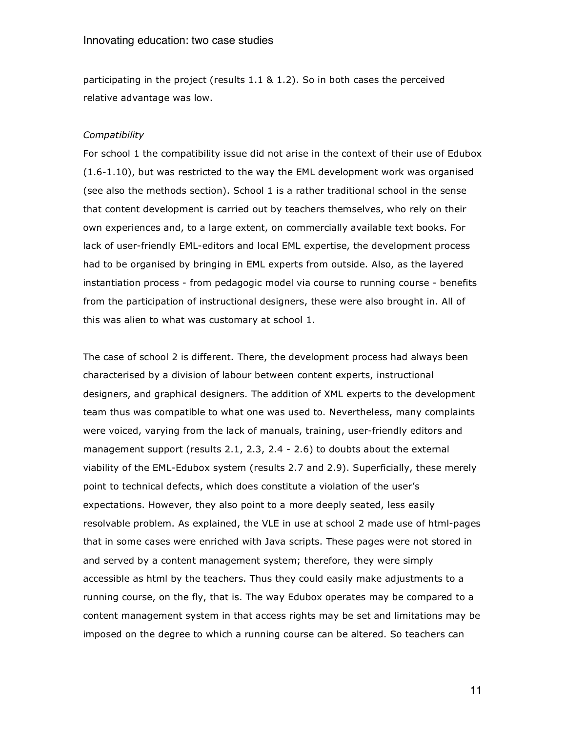participating in the project (results 1.1 & 1.2). So in both cases the perceived relative advantage was low.

*Compatibility*

For school 1 the compatibility issue did not arise in the context of their use of Edubox (1.6-1.10), but was restricted to the way the EML development work was organised (see also the methods section). School 1 is a rather traditional school in the sense that content development is carried out by teachers themselves, who rely on their own experiences and, to a large extent, on commercially available text books. For lack of user-friendly EML-editors and local EML expertise, the development process had to be organised by bringing in EML experts from outside. Also, as the layered instantiation process - from pedagogic model via course to running course - benefits from the participation of instructional designers, these were also brought in. All of this was alien to what was customary at school 1.

The case of school 2 is different. There, the development process had always been characterised by a division of labour between content experts, instructional designers, and graphical designers. The addition of XML experts to the development team thus was compatible to what one was used to. Nevertheless, many complaints were voiced, varying from the lack of manuals, training, user-friendly editors and management support (results 2.1, 2.3, 2.4 - 2.6) to doubts about the external viability of the EML-Edubox system (results 2.7 and 2.9). Superficially, these merely point to technical defects, which does constitute a violation of the user's expectations. However, they also point to a more deeply seated, less easily resolvable problem. As explained, the VLE in use at school 2 made use of html-pages that in some cases were enriched with Java scripts. These pages were not stored in and served by a content management system; therefore, they were simply accessible as html by the teachers. Thus they could easily make adjustments to a running course, on the fly, that is. The way Edubox operates may be compared to a content management system in that access rights may be set and limitations may be imposed on the degree to which a running course can be altered. So teachers can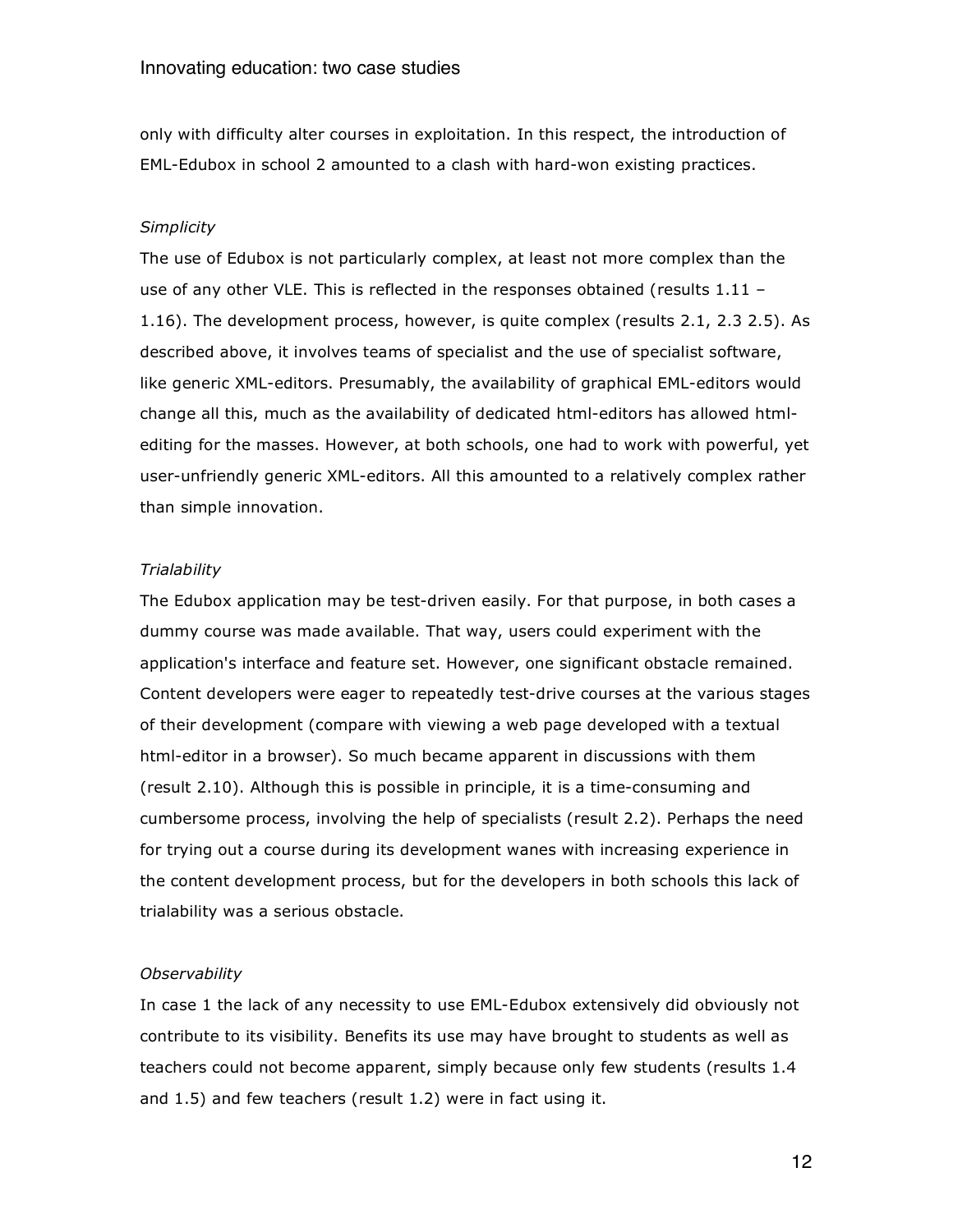only with difficulty alter courses in exploitation. In this respect, the introduction of EML-Edubox in school 2 amounted to a clash with hard-won existing practices.

*Simplicity*

The use of Edubox is not particularly complex, at least not more complex than the use of any other VLE. This is reflected in the responses obtained (results 1.11 – 1.16). The development process, however, is quite complex (results 2.1, 2.3 2.5). As described above, it involves teams of specialist and the use of specialist software, like generic XML-editors. Presumably, the availability of graphical EML-editors would change all this, much as the availability of dedicated html-editors has allowed html-editing for the masses. However, at both schools, one had to work with powerful, yet user-unfriendly generic XML-editors. All this amounted to a relatively complex rather than simple innovation.

*Trialability*

The Edubox application may be test-driven easily. For that purpose, in both cases a dummy course was made available. That way, users could experiment with the application's interface and feature set. However, one significant obstacle remained. Content developers were eager to repeatedly test-drive courses at the various stages of their development (compare with viewing a web page developed with a textual html-editor in a browser). So much became apparent in discussions with them (result 2.10). Although this is possible in principle, it is a time-consuming and cumbersome process, involving the help of specialists (result 2.2). Perhaps the need for trying out a course during its development wanes with increasing experience in the content development process, but for the developers in both schools this lack of trialability was a serious obstacle.

*Observability*

In case 1 the lack of any necessity to use EML-Edubox extensively did obviously not contribute to its visibility. Benefits its use may have brought to students as well as teachers could not become apparent, simply because only few students (results 1.4 and 1.5) and few teachers (result 1.2) were in fact using it.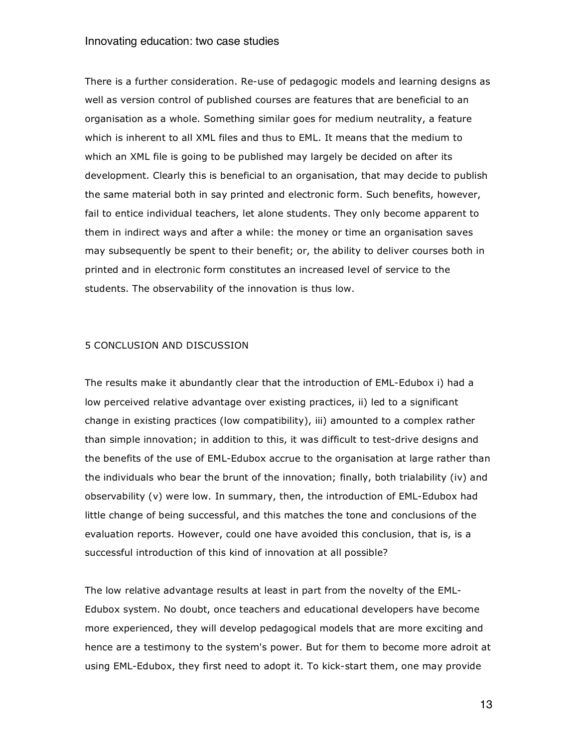There is a further consideration. Re-use of pedagogic models and learning designs as well as version control of published courses are features that are beneficial to an organisation as a whole. Something similar goes for medium neutrality, a feature which is inherent to all XML files and thus to EML. It means that the medium to which an XML file is going to be published may largely be decided on after its development. Clearly this is beneficial to an organisation, that may decide to publish the same material both in say printed and electronic form. Such benefits, however, fail to entice individual teachers, let alone students. They only become apparent to them in indirect ways and after a while: the money or time an organisation saves may subsequently be spent to their benefit; or, the ability to deliver courses both in printed and in electronic form constitutes an increased level of service to the students. The observability of the innovation is thus low.

## 5 CONCLUSION AND DISCUSSION

The results make it abundantly clear that the introduction of EML-Edubox i) had a low perceived relative advantage over existing practices, ii) led to a significant change in existing practices (low compatibility), iii) amounted to a complex rather than simple innovation; in addition to this, it was difficult to test-drive designs and the benefits of the use of EML-Edubox accrue to the organisation at large rather than the individuals who bear the brunt of the innovation; finally, both trialability (iv) and observability (v) were low. In summary, then, the introduction of EML-Edubox had little change of being successful, and this matches the tone and conclusions of the evaluation reports. However, could one have avoided this conclusion, that is, is a successful introduction of this kind of innovation at all possible?

The low relative advantage results at least in part from the novelty of the EML-Edubox system. No doubt, once teachers and educational developers have become more experienced, they will develop pedagogical models that are more exciting and hence are a testimony to the system's power. But for them to become more adroit at using EML-Edubox, they first need to adopt it. To kick-start them, one may provide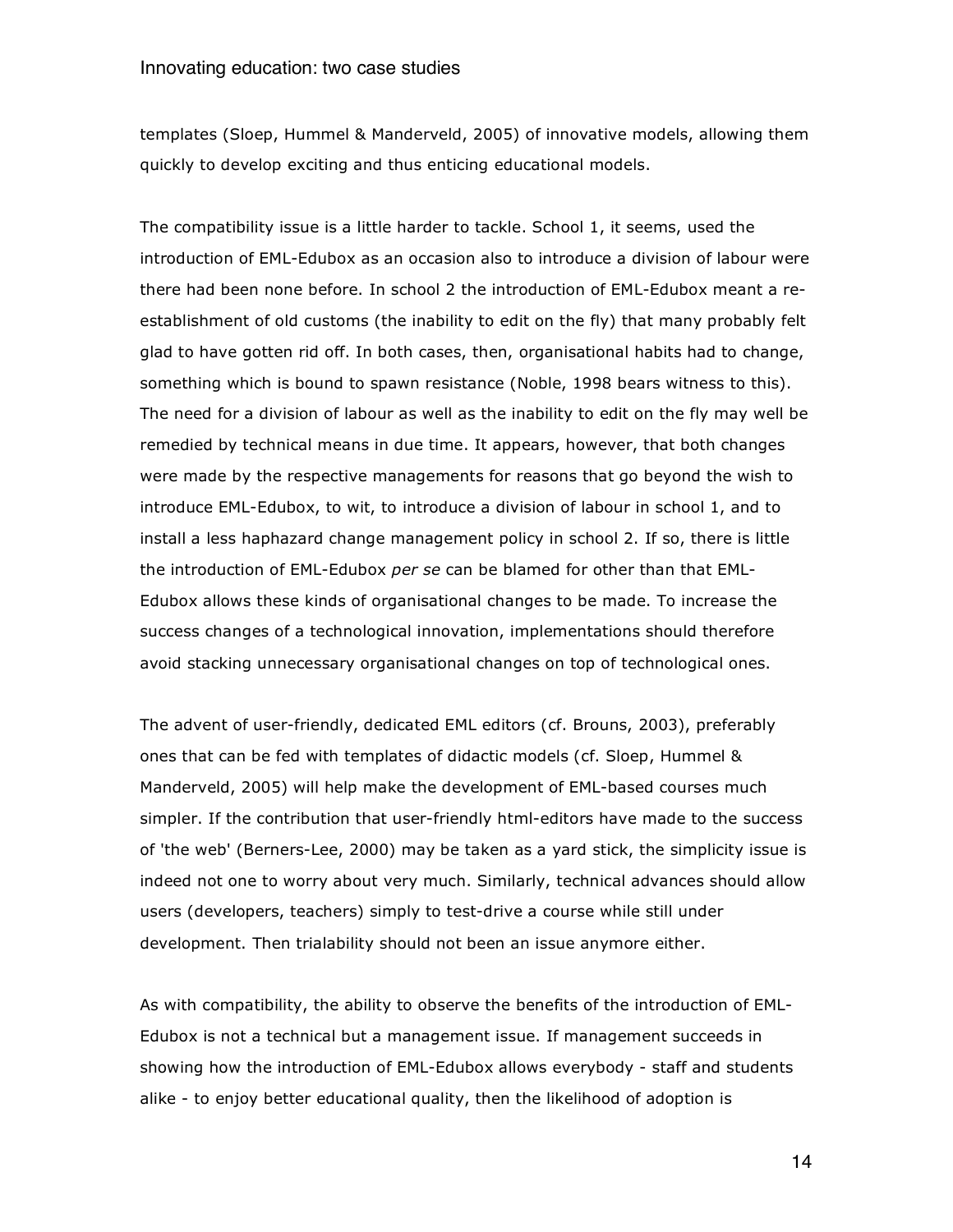templates (Sloep, Hummel & Manderveld, 2005) of innovative models, allowing them quickly to develop exciting and thus enticing educational models.

The compatibility issue is a little harder to tackle. School 1, it seems, used the introduction of EML-Edubox as an occasion also to introduce a division of labour were there had been none before. In school 2 the introduction of EML-Edubox meant a re-establishment of old customs (the inability to edit on the fly) that many probably felt glad to have gotten rid off. In both cases, then, organisational habits had to change, something which is bound to spawn resistance (Noble, 1998 bears witness to this). The need for a division of labour as well as the inability to edit on the fly may well be remedied by technical means in due time. It appears, however, that both changes were made by the respective managements for reasons that go beyond the wish to introduce EML-Edubox, to wit, to introduce a division of labour in school 1, and to install a less haphazard change management policy in school 2. If so, there is little the introduction of EML-Edubox *per se* can be blamed for other than that EML-Edubox allows these kinds of organisational changes to be made. To increase the success changes of a technological innovation, implementations should therefore avoid stacking unnecessary organisational changes on top of technological ones.

The advent of user-friendly, dedicated EML editors (cf. Brouns, 2003), preferably ones that can be fed with templates of didactic models (cf. Sloep, Hummel & Manderveld, 2005) will help make the development of EML-based courses much simpler. If the contribution that user-friendly html-editors have made to the success of 'the web' (Berners-Lee, 2000) may be taken as a yard stick, the simplicity issue is indeed not one to worry about very much. Similarly, technical advances should allow users (developers, teachers) simply to test-drive a course while still under development. Then trialability should not been an issue anymore either.

As with compatibility, the ability to observe the benefits of the introduction of EML-Edubox is not a technical but a management issue. If management succeeds in showing how the introduction of EML-Edubox allows everybody - staff and students alike - to enjoy better educational quality, then the likelihood of adoption is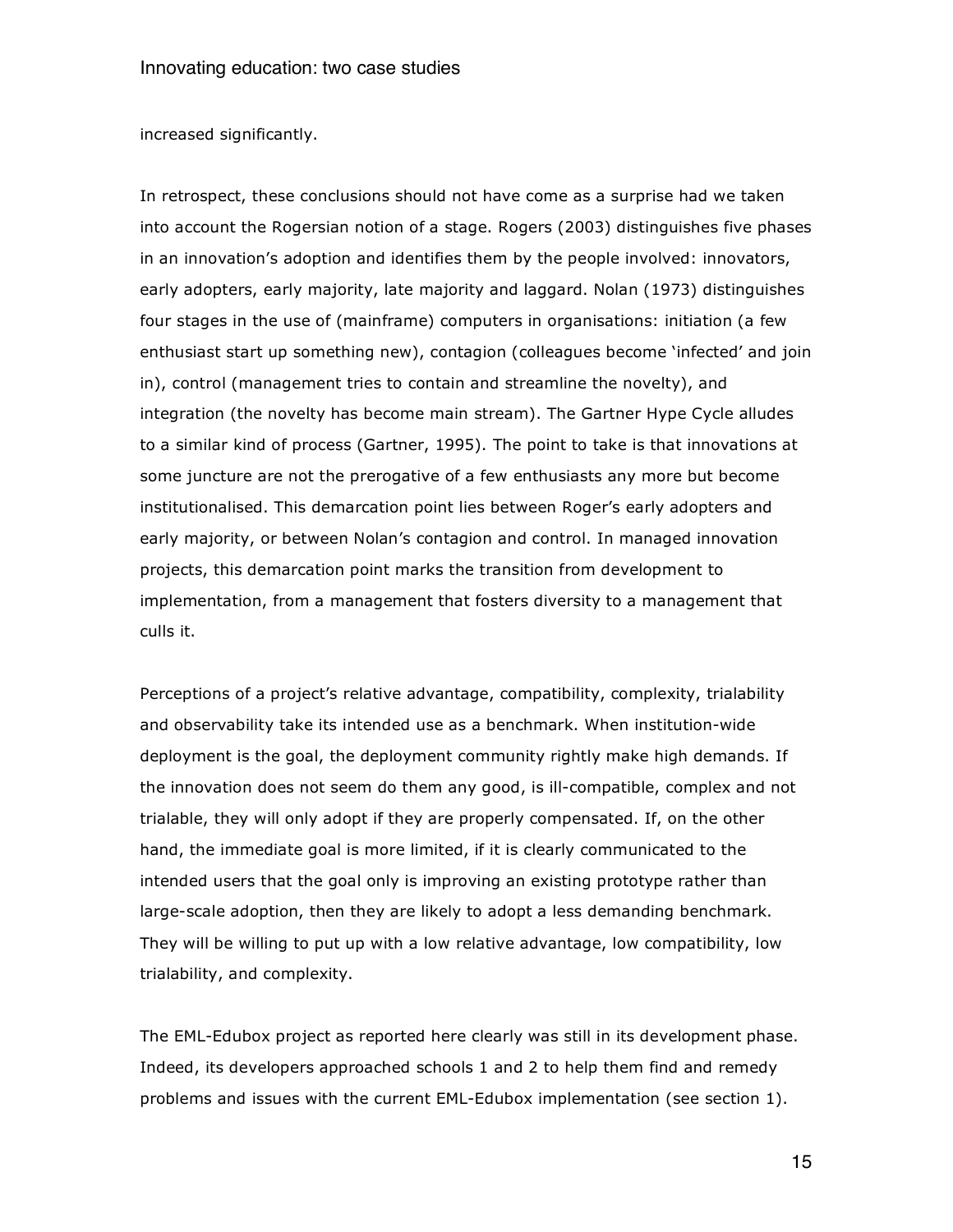increased significantly.

In retrospect, these conclusions should not have come as a surprise had we taken into account the Rogersian notion of a stage. Rogers (2003) distinguishes five phases in an innovation's adoption and identifies them by the people involved: innovators, early adopters, early majority, late majority and laggard. Nolan (1973) distinguishes four stages in the use of (mainframe) computers in organisations: initiation (a few enthusiast start up something new), contagion (colleagues become 'infected' and join in), control (management tries to contain and streamline the novelty), and integration (the novelty has become main stream). The Gartner Hype Cycle alludes to a similar kind of process (Gartner, 1995). The point to take is that innovations at some juncture are not the prerogative of a few enthusiasts any more but become institutionalised. This demarcation point lies between Roger's early adopters and early majority, or between Nolan's contagion and control. In managed innovation projects, this demarcation point marks the transition from development to implementation, from a management that fosters diversity to a management that culls it.

Perceptions of a project's relative advantage, compatibility, complexity, trialability and observability take its intended use as a benchmark. When institution-wide deployment is the goal, the deployment community rightly make high demands. If the innovation does not seem do them any good, is ill-compatible, complex and not trialable, they will only adopt if they are properly compensated. If, on the other hand, the immediate goal is more limited, if it is clearly communicated to the intended users that the goal only is improving an existing prototype rather than large-scale adoption, then they are likely to adopt a less demanding benchmark. They will be willing to put up with a low relative advantage, low compatibility, low trialability, and complexity.

The EML-Edubox project as reported here clearly was still in its development phase. Indeed, its developers approached schools 1 and 2 to help them find and remedy problems and issues with the current EML-Edubox implementation (see section 1).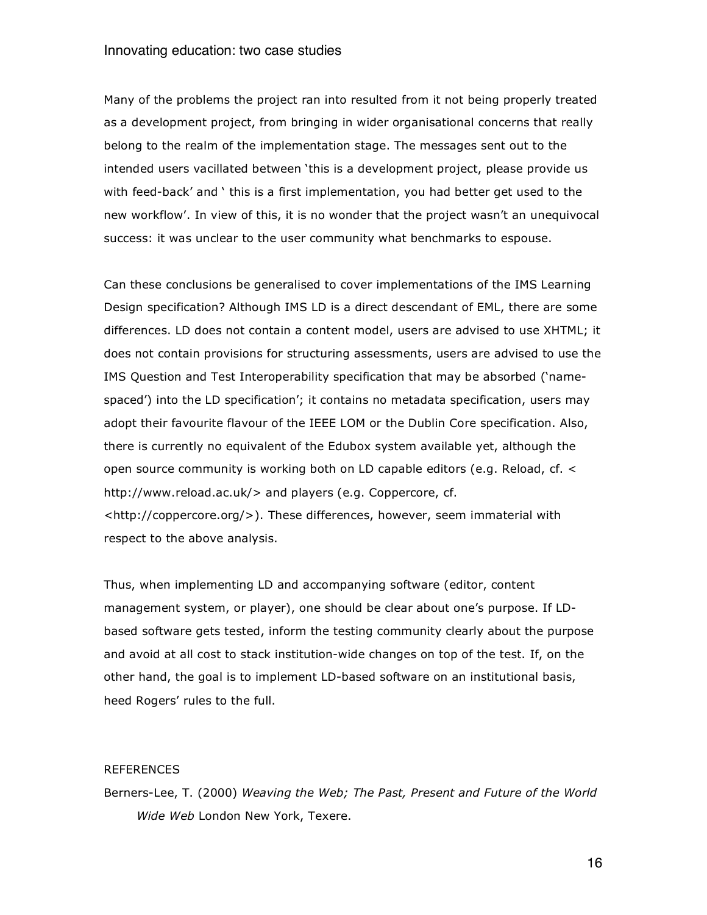Many of the problems the project ran into resulted from it not being properly treated as a development project, from bringing in wider organisational concerns that really belong to the realm of the implementation stage. The messages sent out to the intended users vacillated between 'this is a development project, please provide us with feed-back' and ' this is a first implementation, you had better get used to the new workflow'. In view of this, it is no wonder that the project wasn't an unequivocal success: it was unclear to the user community what benchmarks to espouse.

Can these conclusions be generalised to cover implementations of the IMS Learning Design specification? Although IMS LD is a direct descendant of EML, there are some differences. LD does not contain a content model, users are advised to use XHTML; it does not contain provisions for structuring assessments, users are advised to use the IMS Question and Test Interoperability specification that may be absorbed ('name-spaced') into the LD specification'; it contains no metadata specification, users may adopt their favourite flavour of the IEEE LOM or the Dublin Core specification. Also, there is currently no equivalent of the Edubox system available yet, although the open source community is working both on LD capable editors (e.g. Reload, cf. < http://www.reload.ac.uk/> and players (e.g. Coppercore, cf. <http://coppercore.org/>). These differences, however, seem immaterial with respect to the above analysis.

Thus, when implementing LD and accompanying software (editor, content management system, or player), one should be clear about one's purpose. If LD-based software gets tested, inform the testing community clearly about the purpose and avoid at all cost to stack institution-wide changes on top of the test. If, on the other hand, the goal is to implement LD-based software on an institutional basis, heed Rogers' rules to the full.

REFERENCES

Berners-Lee, T. (2000) *Weaving the Web; The Past, Present and Future of the World Wide Web* London New York, Texere.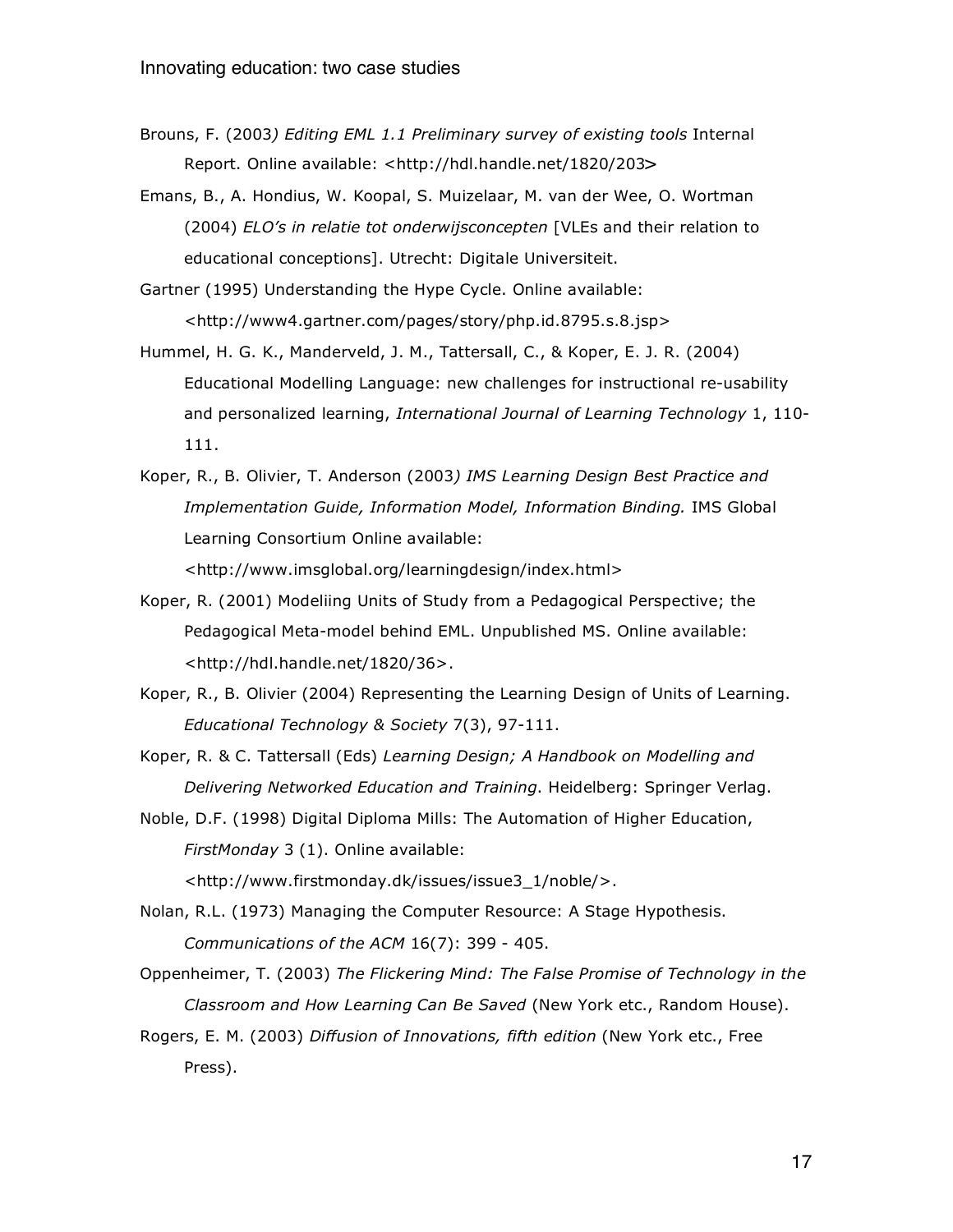Brouns, F. (2003*) Editing EML 1.1 Preliminary survey of existing tools* Internal Report. Online available: <http://hdl.handle.net/1820/203>

Emans, B., A. Hondius, W. Koopal, S. Muizelaar, M. van der Wee, O. Wortman (2004) *ELO's in relatie tot onderwijsconcepten* [VLEs and their relation to educational conceptions]. Utrecht: Digitale Universiteit.

Gartner (1995) Understanding the Hype Cycle. Online available: <http://www4.gartner.com/pages/story/php.id.8795.s.8.jsp>

Hummel, H. G. K., Manderveld, J. M., Tattersall, C., & Koper, E. J. R. (2004) Educational Modelling Language: new challenges for instructional re-usability and personalized learning, *International Journal of Learning Technology* 1, 110-111.

Koper, R., B. Olivier, T. Anderson (2003*) IMS Learning Design Best Practice and Implementation Guide, Information Model, Information Binding.* IMS Global Learning Consortium Online available: <http://www.imsglobal.org/learningdesign/index.html>

Koper, R. (2001) Modeliing Units of Study from a Pedagogical Perspective; the Pedagogical Meta-model behind EML. Unpublished MS. Online available: <http://hdl.handle.net/1820/36>.

Koper, R., B. Olivier (2004) Representing the Learning Design of Units of Learning. *Educational Technology & Society* 7(3), 97-111.

Koper, R. & C. Tattersall (Eds) *Learning Design; A Handbook on Modelling and Delivering Networked Education and Training*. Heidelberg: Springer Verlag.

Noble, D.F. (1998) Digital Diploma Mills: The Automation of Higher Education, *FirstMonday* 3 (1). Online available: <http://www.firstmonday.dk/issues/issue3_1/noble/>.

Nolan, R.L. (1973) Managing the Computer Resource: A Stage Hypothesis. *Communications of the ACM* 16(7): 399 - 405.

Oppenheimer, T. (2003) *The Flickering Mind: The False Promise of Technology in the Classroom and How Learning Can Be Saved* (New York etc., Random House).

Rogers, E. M. (2003) *Diffusion of Innovations, fifth edition* (New York etc., Free Press).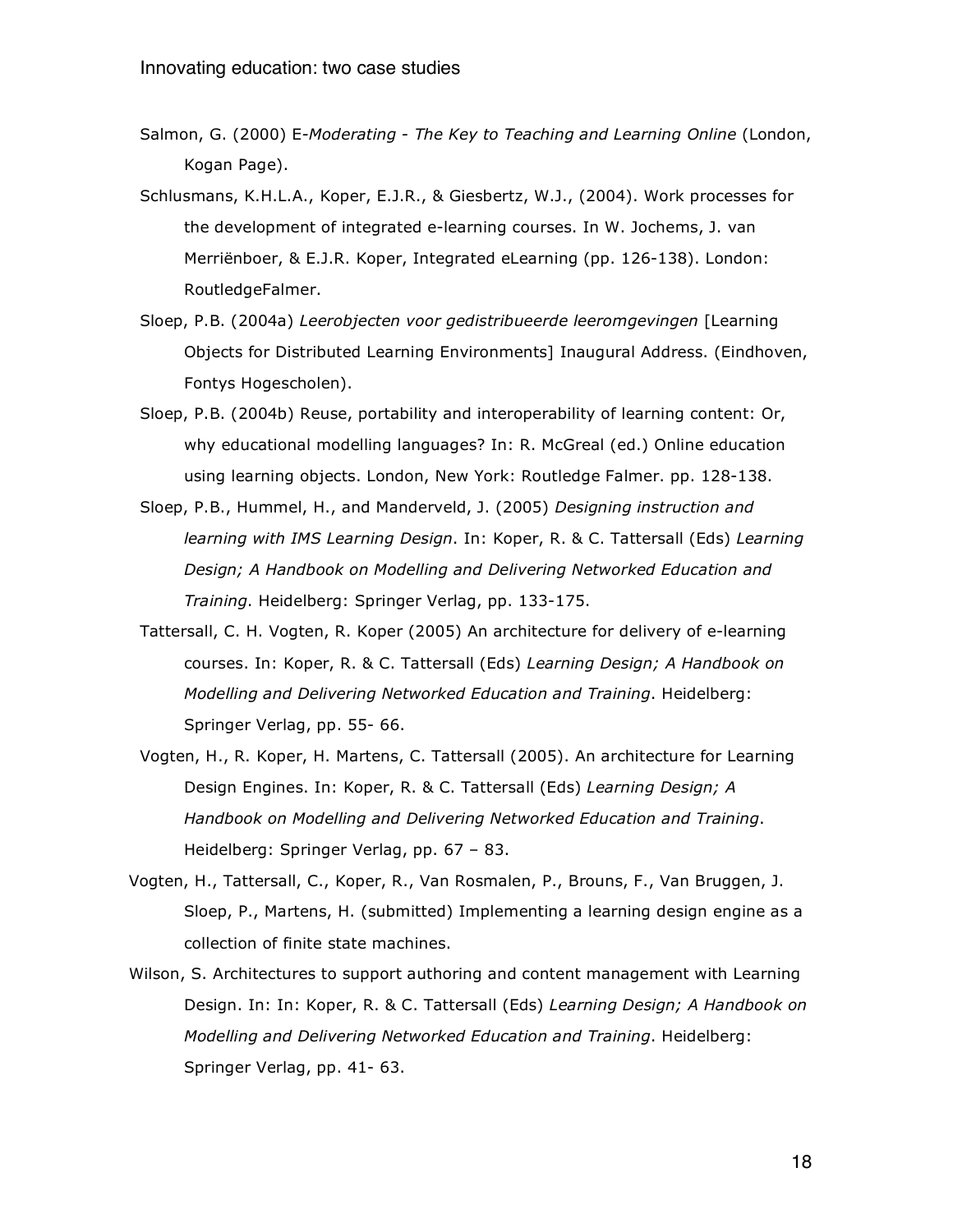Salmon, G. (2000) E-*Moderating - The Key to Teaching and Learning Online* (London, Kogan Page).

Schlusmans, K.H.L.A., Koper, E.J.R., & Giesbertz, W.J., (2004). Work processes for the development of integrated e-learning courses. In W. Jochems, J. van Merriënboer, & E.J.R. Koper, Integrated eLearning (pp. 126-138). London: RoutledgeFalmer.

Sloep, P.B. (2004a) *Leerobjecten voor gedistribueerde leeromgevingen* [Learning Objects for Distributed Learning Environments] Inaugural Address. (Eindhoven, Fontys Hogescholen).

Sloep, P.B. (2004b) Reuse, portability and interoperability of learning content: Or, why educational modelling languages? In: R. McGreal (ed.) Online education using learning objects. London, New York: Routledge Falmer. pp. 128-138.

Sloep, P.B., Hummel, H., and Manderveld, J. (2005) *Designing instruction and learning with IMS Learning Design*. In: Koper, R. & C. Tattersall (Eds) *Learning Design; A Handbook on Modelling and Delivering Networked Education and Training*. Heidelberg: Springer Verlag, pp. 133-175.

Tattersall, C. H. Vogten, R. Koper (2005) An architecture for delivery of e-learning courses. In: Koper, R. & C. Tattersall (Eds) *Learning Design; A Handbook on Modelling and Delivering Networked Education and Training*. Heidelberg: Springer Verlag, pp. 55- 66.

Vogten, H., R. Koper, H. Martens, C. Tattersall (2005). An architecture for Learning Design Engines. In: Koper, R. & C. Tattersall (Eds) *Learning Design; A Handbook on Modelling and Delivering Networked Education and Training*. Heidelberg: Springer Verlag, pp. 67 – 83.

Vogten, H., Tattersall, C., Koper, R., Van Rosmalen, P., Brouns, F., Van Bruggen, J. Sloep, P., Martens, H. (submitted) Implementing a learning design engine as a collection of finite state machines.

Wilson, S. Architectures to support authoring and content management with Learning Design. In: In: Koper, R. & C. Tattersall (Eds) *Learning Design; A Handbook on Modelling and Delivering Networked Education and Training*. Heidelberg: Springer Verlag, pp. 41- 63.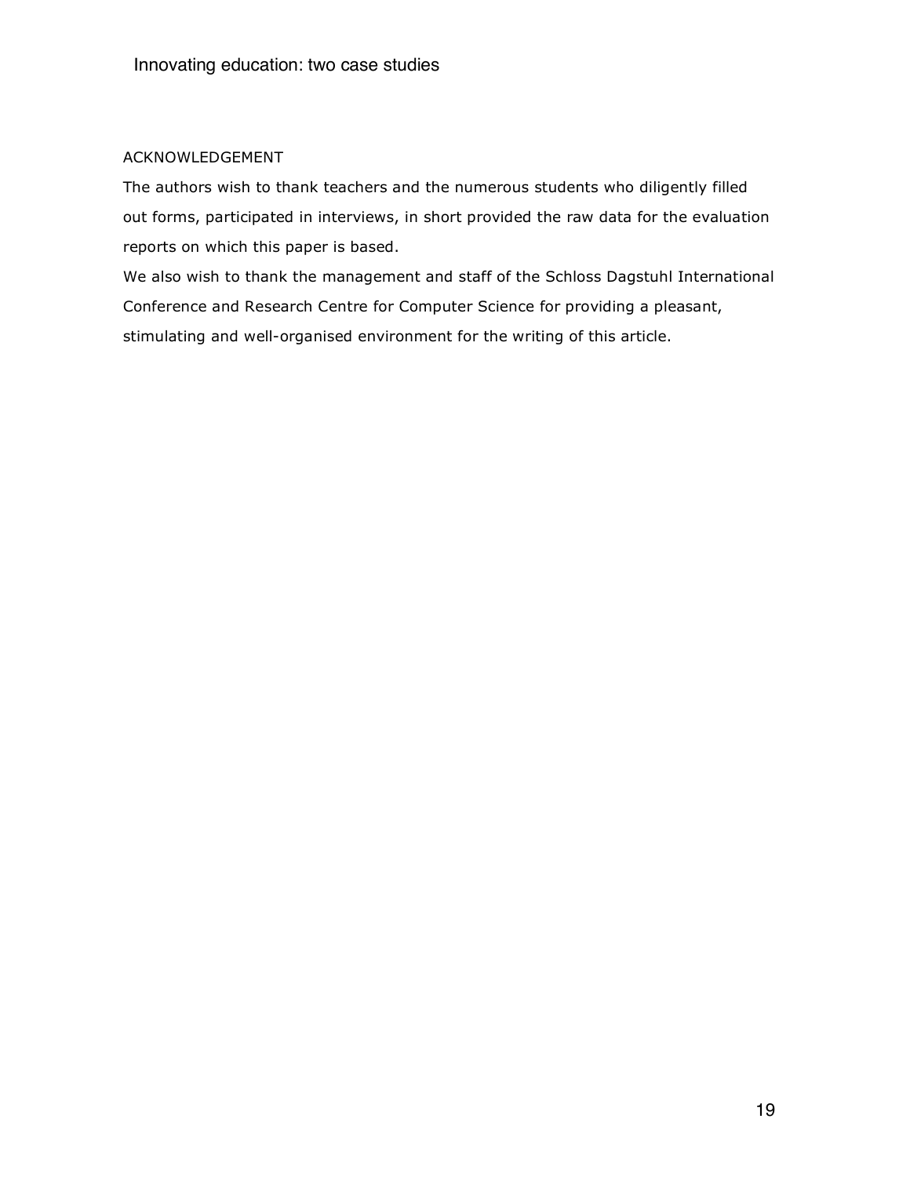## ACKNOWLEDGEMENT

The authors wish to thank teachers and the numerous students who diligently filled out forms, participated in interviews, in short provided the raw data for the evaluation reports on which this paper is based.

We also wish to thank the management and staff of the Schloss Dagstuhl International Conference and Research Centre for Computer Science for providing a pleasant, stimulating and well-organised environment for the writing of this article.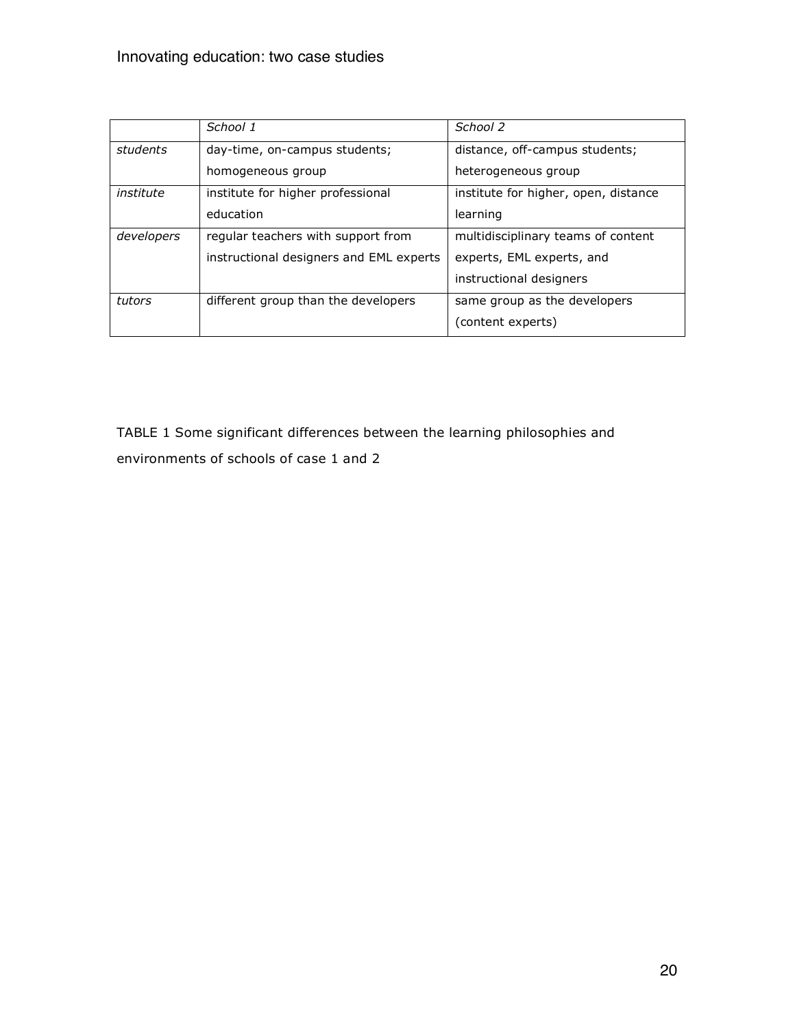|  | *School 1* | *School 2* |
|---|---|---|
| *students* | day-time, on-campus students; homogeneous group | distance, off-campus students; heterogeneous group |
| *institute* | institute for higher professional education | institute for higher, open, distance learning |
| *developers* | regular teachers with support from instructional designers and EML experts | multidisciplinary teams of content experts, EML experts, and instructional designers |
| *tutors* | different group than the developers | same group as the developers (content experts) |

TABLE 1 Some significant differences between the learning philosophies and environments of schools of case 1 and 2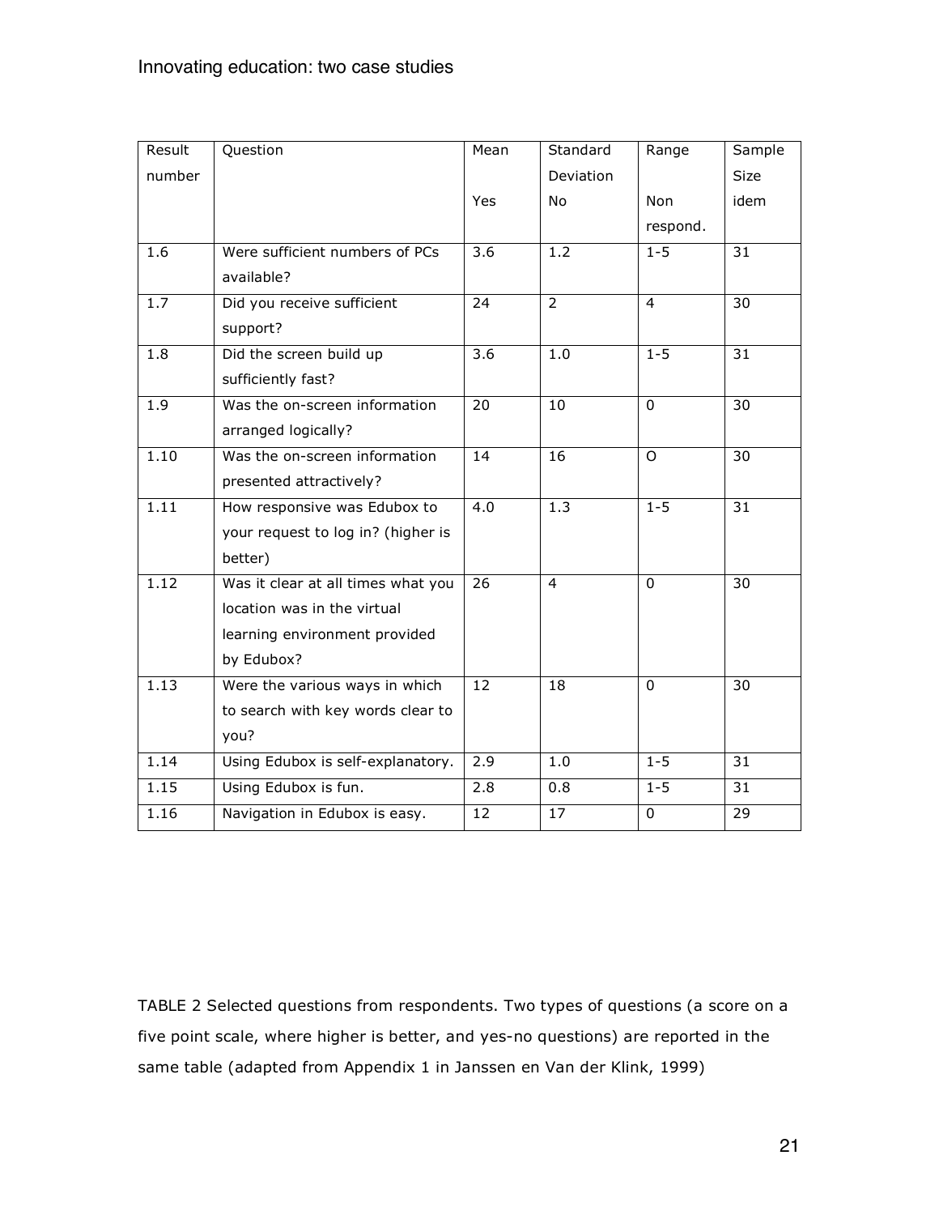| Result number | Question | Mean<br><br>Yes | Standard Deviation<br>No | Range<br><br>Non respond. | Sample Size<br>idem |
|---|---|---|---|---|---|
| 1.6 | Were sufficient numbers of PCs available? | 3.6 | 1.2 | 1-5 | 31 |
| 1.7 | Did you receive sufficient support? | 24 | 2 | 4 | 30 |
| 1.8 | Did the screen build up sufficiently fast? | 3.6 | 1.0 | 1-5 | 31 |
| 1.9 | Was the on-screen information arranged logically? | 20 | 10 | 0 | 30 |
| 1.10 | Was the on-screen information presented attractively? | 14 | 16 | O | 30 |
| 1.11 | How responsive was Edubox to your request to log in? (higher is better) | 4.0 | 1.3 | 1-5 | 31 |
| 1.12 | Was it clear at all times what you location was in the virtual learning environment provided by Edubox? | 26 | 4 | 0 | 30 |
| 1.13 | Were the various ways in which to search with key words clear to you? | 12 | 18 | 0 | 30 |
| 1.14 | Using Edubox is self-explanatory. | 2.9 | 1.0 | 1-5 | 31 |
| 1.15 | Using Edubox is fun. | 2.8 | 0.8 | 1-5 | 31 |
| 1.16 | Navigation in Edubox is easy. | 12 | 17 | 0 | 29 |

TABLE 2 Selected questions from respondents. Two types of questions (a score on a five point scale, where higher is better, and yes-no questions) are reported in the same table (adapted from Appendix 1 in Janssen en Van der Klink, 1999)